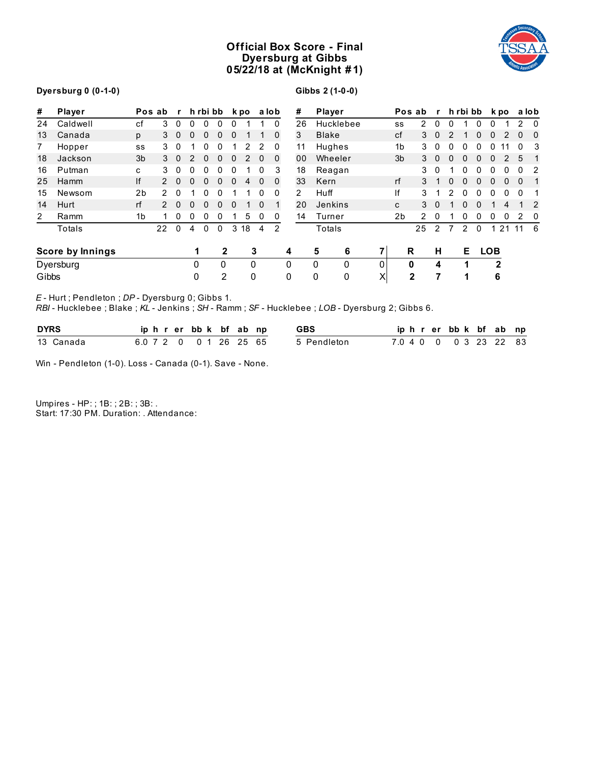# Official Box Score - Final
## Dyersburg at Gibbs
## 05/22/18 at (McKnight #1)

**Dyersburg 0 (0-1-0)**

| # | Player | Pos | ab | r | h | rbi | bb | k | po | a | lob |
|---|---|---|---|---|---|---|---|---|---|---|---|
| 24 | Caldwell | cf | 3 | 0 | 0 | 0 | 0 | 0 | 1 | 1 | 0 |
| 13 | Canada | p | 3 | 0 | 0 | 0 | 0 | 0 | 1 | 1 | 0 |
| 7 | Hopper | ss | 3 | 0 | 1 | 0 | 0 | 1 | 2 | 2 | 0 |
| 18 | Jackson | 3b | 3 | 0 | 2 | 0 | 0 | 0 | 2 | 0 | 0 |
| 16 | Putman | c | 3 | 0 | 0 | 0 | 0 | 0 | 1 | 0 | 3 |
| 25 | Hamm | lf | 2 | 0 | 0 | 0 | 0 | 0 | 4 | 0 | 0 |
| 15 | Newsom | 2b | 2 | 0 | 1 | 0 | 0 | 1 | 1 | 0 | 0 |
| 14 | Hurt | rf | 2 | 0 | 0 | 0 | 0 | 0 | 1 | 0 | 1 |
| 2 | Ramm | 1b | 1 | 0 | 0 | 0 | 0 | 1 | 5 | 0 | 0 |
| | Totals | | 22 | 0 | 4 | 0 | 0 | 3 | 18 | 4 | 2 |

**Gibbs 2 (1-0-0)**

| # | Player | Pos | ab | r | h | rbi | bb | k | po | a | lob |
|---|---|---|---|---|---|---|---|---|---|---|---|
| 26 | Hucklebee | ss | 2 | 0 | 0 | 1 | 0 | 0 | 1 | 2 | 0 |
| 3 | Blake | cf | 3 | 0 | 2 | 1 | 0 | 0 | 2 | 0 | 0 |
| 11 | Hughes | 1b | 3 | 0 | 0 | 0 | 0 | 0 | 11 | 0 | 3 |
| 00 | Wheeler | 3b | 3 | 0 | 0 | 0 | 0 | 0 | 2 | 5 | 1 |
| 18 | Reagan | | 3 | 0 | 1 | 0 | 0 | 0 | 0 | 0 | 2 |
| 33 | Kern | rf | 3 | 1 | 0 | 0 | 0 | 0 | 0 | 0 | 1 |
| 2 | Huff | lf | 3 | 1 | 2 | 0 | 0 | 0 | 0 | 0 | 1 |
| 20 | Jenkins | c | 3 | 0 | 1 | 0 | 0 | 1 | 4 | 1 | 2 |
| 14 | Turner | 2b | 2 | 0 | 1 | 0 | 0 | 0 | 0 | 2 | 0 |
| | Totals | | 25 | 2 | 7 | 2 | 0 | 1 | 21 | 11 | 6 |

| Score by Innings | 1 | 2 | 3 | 4 | 5 | 6 | 7 | R | H | E | LOB |
|---|---|---|---|---|---|---|---|---|---|---|---|
| Dyersburg | 0 | 0 | 0 | 0 | 0 | 0 | 0 | **0** | **4** | **1** | **2** |
| Gibbs | 0 | 2 | 0 | 0 | 0 | 0 | X | **2** | **7** | **1** | **6** |

*E* - Hurt ; Pendleton ; *DP* - Dyersburg 0; Gibbs 1.
*RBI* - Hucklebee ; Blake ; *KL* - Jenkins ; *SH* - Ramm ; *SF* - Hucklebee ; *LOB* - Dyersburg 2; Gibbs 6.

| DYRS | ip | h | r | er | bb | k | bf | ab | np |
|---|---|---|---|---|---|---|---|---|---|
| 13 Canada | 6.0 | 7 | 2 | 0 | 0 | 1 | 26 | 25 | 65 |

| GBS | ip | h | r | er | bb | k | bf | ab | np |
|---|---|---|---|---|---|---|---|---|---|
| 5 Pendleton | 7.0 | 4 | 0 | 0 | 0 | 3 | 23 | 22 | 83 |

Win - Pendleton (1-0). Loss - Canada (0-1). Save - None.

Umpires - HP: ; 1B: ; 2B: ; 3B: .
Start: 17:30 PM. Duration: . Attendance: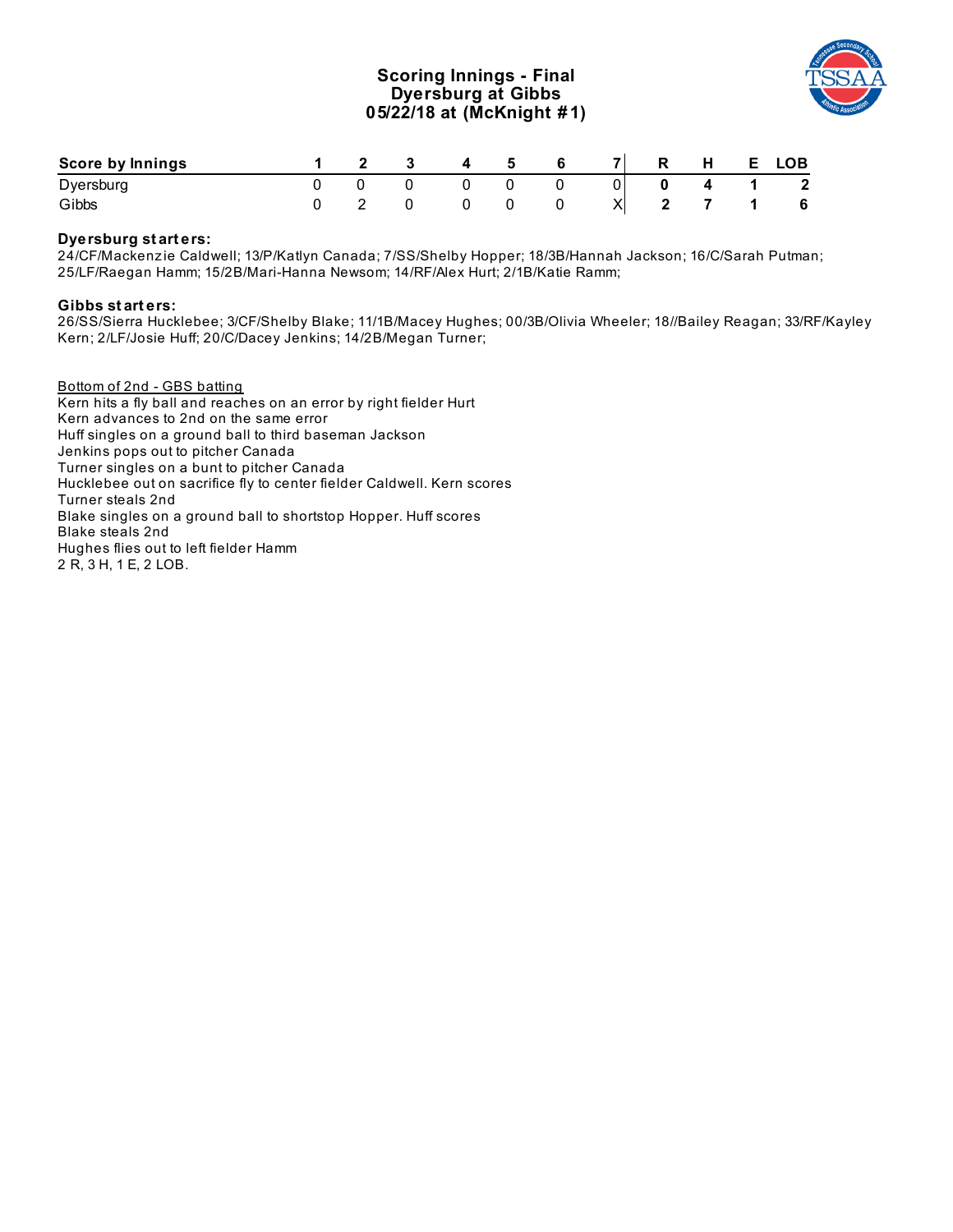# Scoring Innings - Final
## Dyersburg at Gibbs
## 05/22/18 at (McKnight #1)

| Score by Innings | 1 | 2 | 3 | 4 | 5 | 6 | 7 | R | H | E | LOB |
|---|---|---|---|---|---|---|---|---|---|---|---|
| Dyersburg | 0 | 0 | 0 | 0 | 0 | 0 | 0 | **0** | **4** | **1** | **2** |
| Gibbs | 0 | 2 | 0 | 0 | 0 | 0 | X | **2** | **7** | **1** | **6** |

**Dyersburg starters:**
24/CF/Mackenzie Caldwell; 13/P/Katlyn Canada; 7/SS/Shelby Hopper; 18/3B/Hannah Jackson; 16/C/Sarah Putman; 25/LF/Raegan Hamm; 15/2B/Mari-Hanna Newsom; 14/RF/Alex Hurt; 2/1B/Katie Ramm;

**Gibbs starters:**
26/SS/Sierra Hucklebee; 3/CF/Shelby Blake; 11/1B/Macey Hughes; 00/3B/Olivia Wheeler; 18//Bailey Reagan; 33/RF/Kayley Kern; 2/LF/Josie Huff; 20/C/Dacey Jenkins; 14/2B/Megan Turner;

Bottom of 2nd - GBS batting
Kern hits a fly ball and reaches on an error by right fielder Hurt
Kern advances to 2nd on the same error
Huff singles on a ground ball to third baseman Jackson
Jenkins pops out to pitcher Canada
Turner singles on a bunt to pitcher Canada
Hucklebee out on sacrifice fly to center fielder Caldwell. Kern scores
Turner steals 2nd
Blake singles on a ground ball to shortstop Hopper. Huff scores
Blake steals 2nd
Hughes flies out to left fielder Hamm
2 R, 3 H, 1 E, 2 LOB.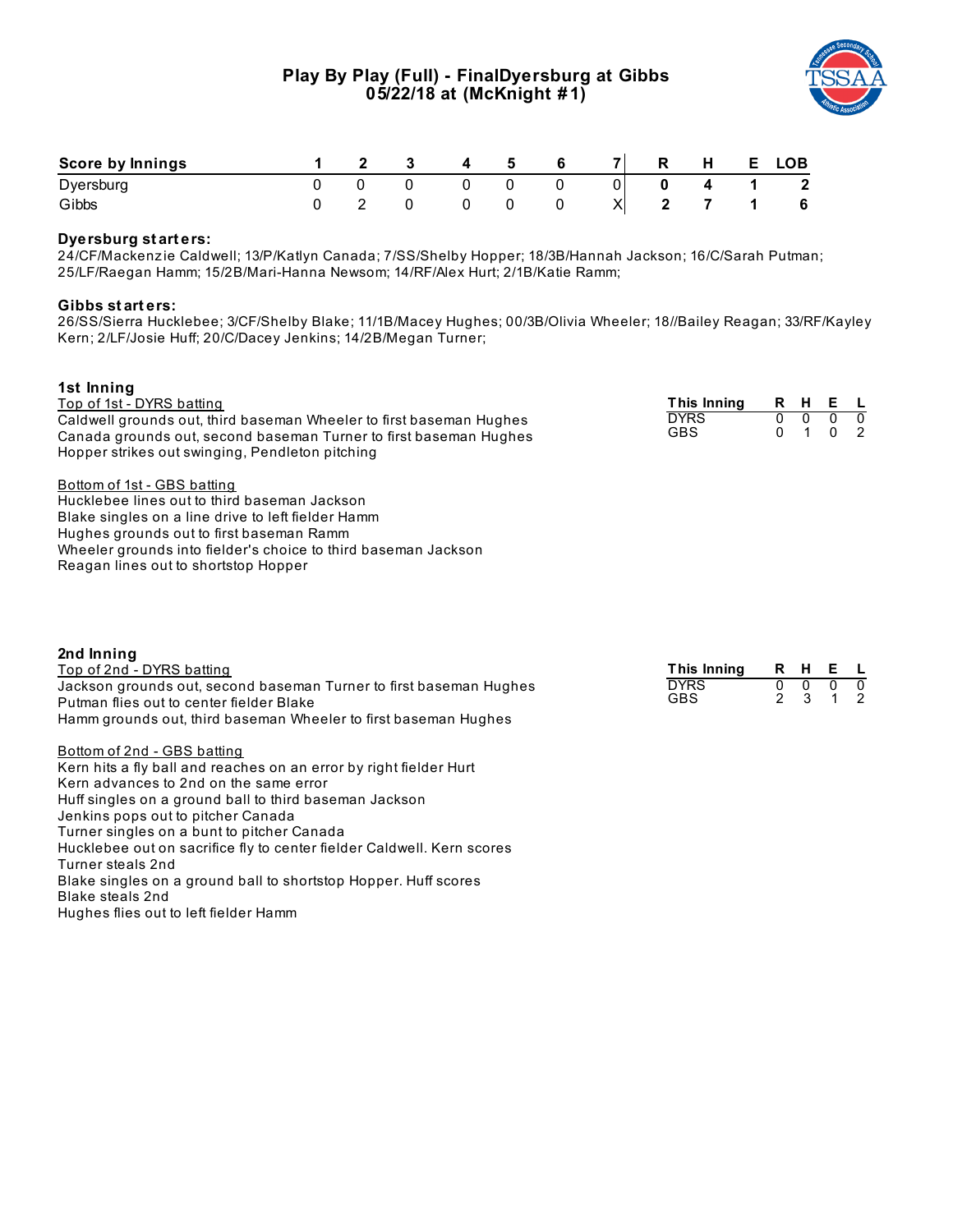# Play By Play (Full) - FinalDyersburg at Gibbs
## 05/22/18 at (McKnight #1)

| Score by Innings | 1 | 2 | 3 | 4 | 5 | 6 | 7 | R | H | E | LOB |
|---|---|---|---|---|---|---|---|---|---|---|---|
| Dyersburg | 0 | 0 | 0 | 0 | 0 | 0 | 0 | **0** | **4** | **1** | **2** |
| Gibbs | 0 | 2 | 0 | 0 | 0 | 0 | X | **2** | **7** | **1** | **6** |

**Dyersburg starters:**
24/CF/Mackenzie Caldwell; 13/P/Katlyn Canada; 7/SS/Shelby Hopper; 18/3B/Hannah Jackson; 16/C/Sarah Putman; 25/LF/Raegan Hamm; 15/2B/Mari-Hanna Newsom; 14/RF/Alex Hurt; 2/1B/Katie Ramm;

**Gibbs starters:**
26/SS/Sierra Hucklebee; 3/CF/Shelby Blake; 11/1B/Macey Hughes; 00/3B/Olivia Wheeler; 18//Bailey Reagan; 33/RF/Kayley Kern; 2/LF/Josie Huff; 20/C/Dacey Jenkins; 14/2B/Megan Turner;

### 1st Inning

Top of 1st - DYRS batting
Caldwell grounds out, third baseman Wheeler to first baseman Hughes
Canada grounds out, second baseman Turner to first baseman Hughes
Hopper strikes out swinging, Pendleton pitching

Bottom of 1st - GBS batting
Hucklebee lines out to third baseman Jackson
Blake singles on a line drive to left fielder Hamm
Hughes grounds out to first baseman Ramm
Wheeler grounds into fielder's choice to third baseman Jackson
Reagan lines out to shortstop Hopper

| This Inning | R | H | E | L |
|---|---|---|---|---|
| DYRS | 0 | 0 | 0 | 0 |
| GBS | 0 | 1 | 0 | 2 |

### 2nd Inning

Top of 2nd - DYRS batting
Jackson grounds out, second baseman Turner to first baseman Hughes
Putman flies out to center fielder Blake
Hamm grounds out, third baseman Wheeler to first baseman Hughes

Bottom of 2nd - GBS batting
Kern hits a fly ball and reaches on an error by right fielder Hurt
Kern advances to 2nd on the same error
Huff singles on a ground ball to third baseman Jackson
Jenkins pops out to pitcher Canada
Turner singles on a bunt to pitcher Canada
Hucklebee out on sacrifice fly to center fielder Caldwell. Kern scores
Turner steals 2nd
Blake singles on a ground ball to shortstop Hopper. Huff scores
Blake steals 2nd
Hughes flies out to left fielder Hamm

| This Inning | R | H | E | L |
|---|---|---|---|---|
| DYRS | 0 | 0 | 0 | 0 |
| GBS | 2 | 3 | 1 | 2 |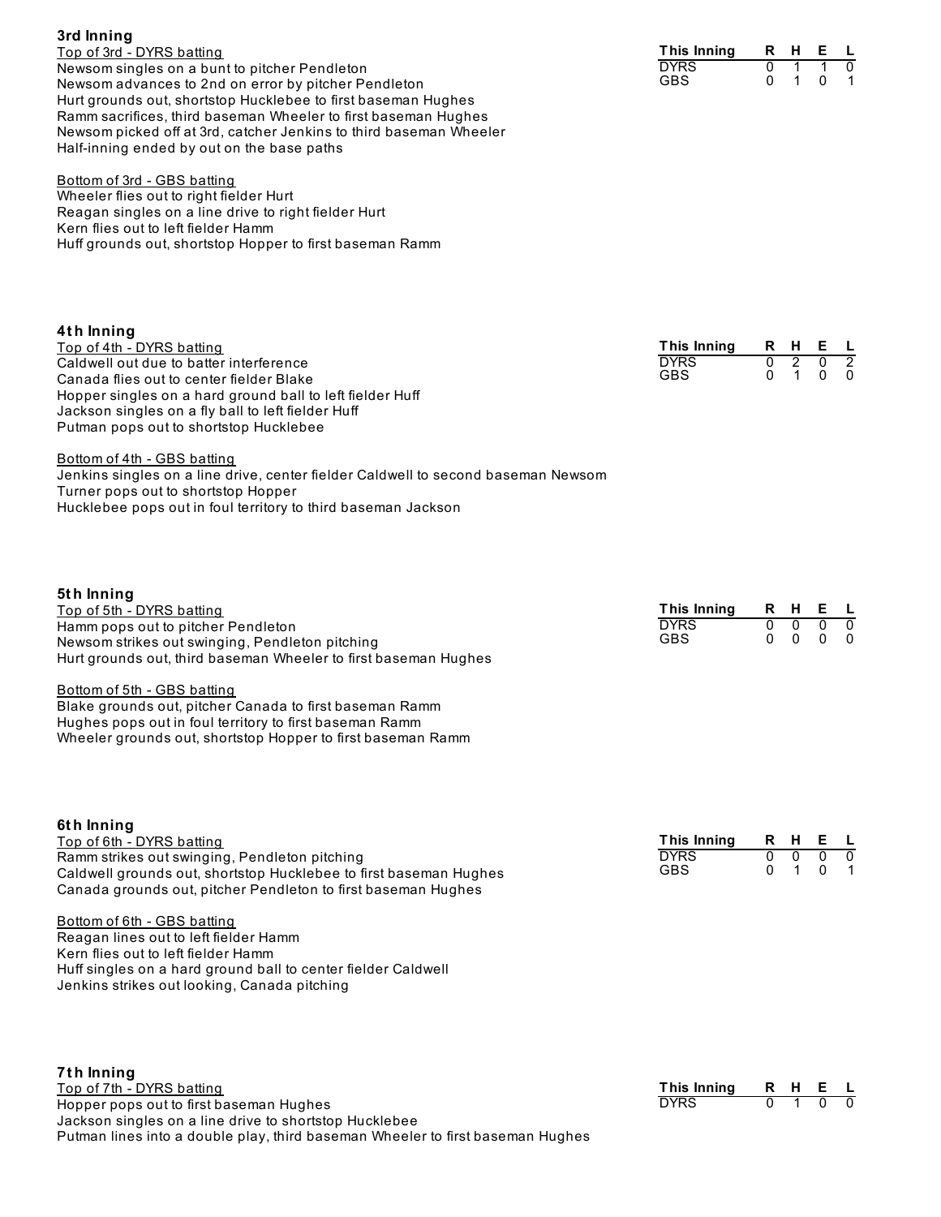### 3rd Inning

Top of 3rd - DYRS batting

Newsom singles on a bunt to pitcher Pendleton
Newsom advances to 2nd on error by pitcher Pendleton
Hurt grounds out, shortstop Hucklebee to first baseman Hughes
Ramm sacrifices, third baseman Wheeler to first baseman Hughes
Newsom picked off at 3rd, catcher Jenkins to third baseman Wheeler
Half-inning ended by out on the base paths

| This Inning | R | H | E | L |
|---|---|---|---|---|
| DYRS | 0 | 1 | 1 | 0 |
| GBS | 0 | 1 | 0 | 1 |

Bottom of 3rd - GBS batting

Wheeler flies out to right fielder Hurt
Reagan singles on a line drive to right fielder Hurt
Kern flies out to left fielder Hamm
Huff grounds out, shortstop Hopper to first baseman Ramm

### 4th Inning

Top of 4th - DYRS batting

Caldwell out due to batter interference
Canada flies out to center fielder Blake
Hopper singles on a hard ground ball to left fielder Huff
Jackson singles on a fly ball to left fielder Huff
Putman pops out to shortstop Hucklebee

| This Inning | R | H | E | L |
|---|---|---|---|---|
| DYRS | 0 | 2 | 0 | 2 |
| GBS | 0 | 1 | 0 | 0 |

Bottom of 4th - GBS batting

Jenkins singles on a line drive, center fielder Caldwell to second baseman Newsom
Turner pops out to shortstop Hopper
Hucklebee pops out in foul territory to third baseman Jackson

### 5th Inning

Top of 5th - DYRS batting

Hamm pops out to pitcher Pendleton
Newsom strikes out swinging, Pendleton pitching
Hurt grounds out, third baseman Wheeler to first baseman Hughes

| This Inning | R | H | E | L |
|---|---|---|---|---|
| DYRS | 0 | 0 | 0 | 0 |
| GBS | 0 | 0 | 0 | 0 |

Bottom of 5th - GBS batting

Blake grounds out, pitcher Canada to first baseman Ramm
Hughes pops out in foul territory to first baseman Ramm
Wheeler grounds out, shortstop Hopper to first baseman Ramm

### 6th Inning

Top of 6th - DYRS batting

Ramm strikes out swinging, Pendleton pitching
Caldwell grounds out, shortstop Hucklebee to first baseman Hughes
Canada grounds out, pitcher Pendleton to first baseman Hughes

| This Inning | R | H | E | L |
|---|---|---|---|---|
| DYRS | 0 | 0 | 0 | 0 |
| GBS | 0 | 1 | 0 | 1 |

Bottom of 6th - GBS batting

Reagan lines out to left fielder Hamm
Kern flies out to left fielder Hamm
Huff singles on a hard ground ball to center fielder Caldwell
Jenkins strikes out looking, Canada pitching

### 7th Inning

Top of 7th - DYRS batting

Hopper pops out to first baseman Hughes
Jackson singles on a line drive to shortstop Hucklebee
Putman lines into a double play, third baseman Wheeler to first baseman Hughes

| This Inning | R | H | E | L |
|---|---|---|---|---|
| DYRS | 0 | 1 | 0 | 0 |